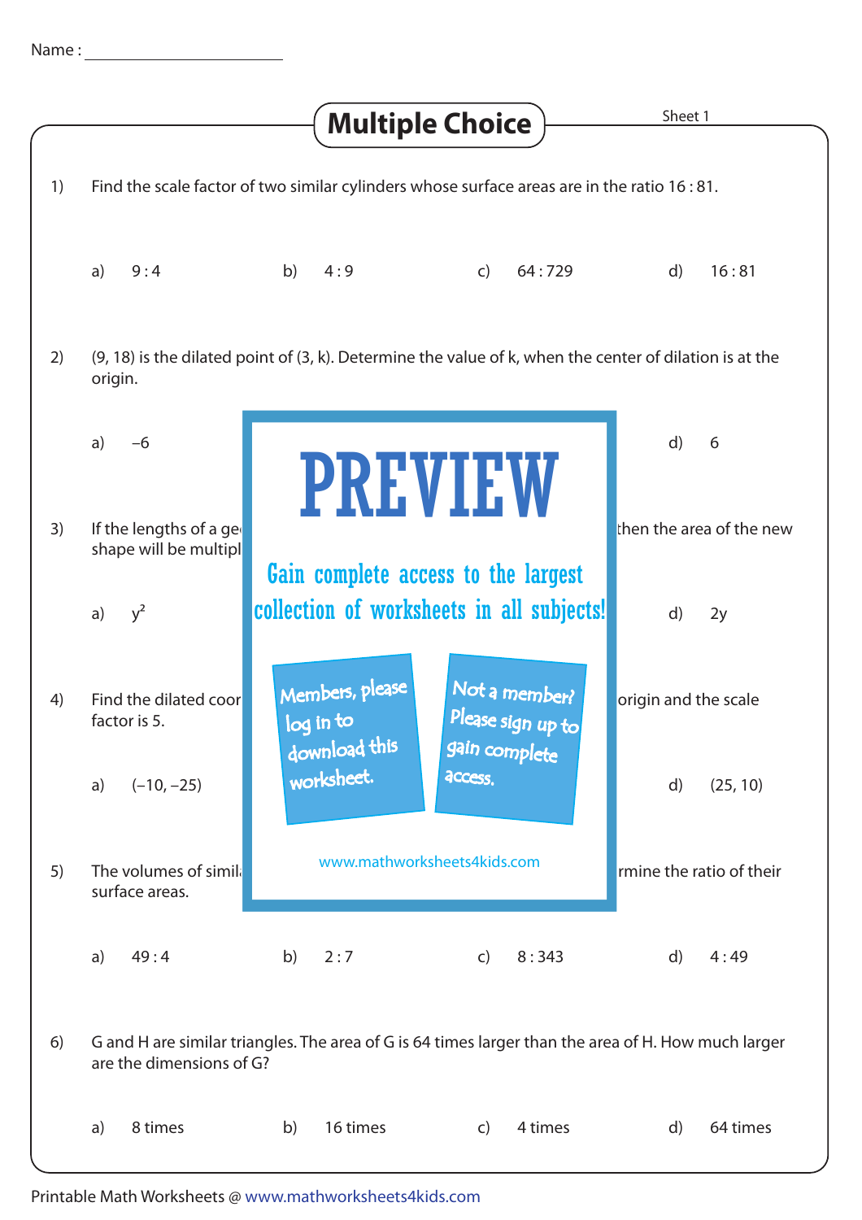Name : ______________________

# Multiple Choice

Sheet 1

1) Find the scale factor of two similar cylinders whose surface areas are in the ratio 16 : 81.

a) 9 : 4 b) 4 : 9 c) 64 : 729 d) 16 : 81

2) (9, 18) is the dilated point of (3, k). Determine the value of k, when the center of dilation is at the origin.

a) –6 d) 6

PREVIEW

Gain complete access to the largest collection of worksheets in all subjects!

Members, please log in to download this worksheet.

Not a member? Please sign up to gain complete access.

www.mathworksheets4kids.com

3) If the lengths of a ge... then the area of the new shape will be multipl...

a) $y^2$ d) 2y

4) Find the dilated coor... origin and the scale factor is 5.

a) (–10, –25) d) (25, 10)

5) The volumes of simil... rmine the ratio of their surface areas.

a) 49 : 4 b) 2 : 7 c) 8 : 343 d) 4 : 49

6) G and H are similar triangles. The area of G is 64 times larger than the area of H. How much larger are the dimensions of G?

a) 8 times b) 16 times c) 4 times d) 64 times

Printable Math Worksheets @ www.mathworksheets4kids.com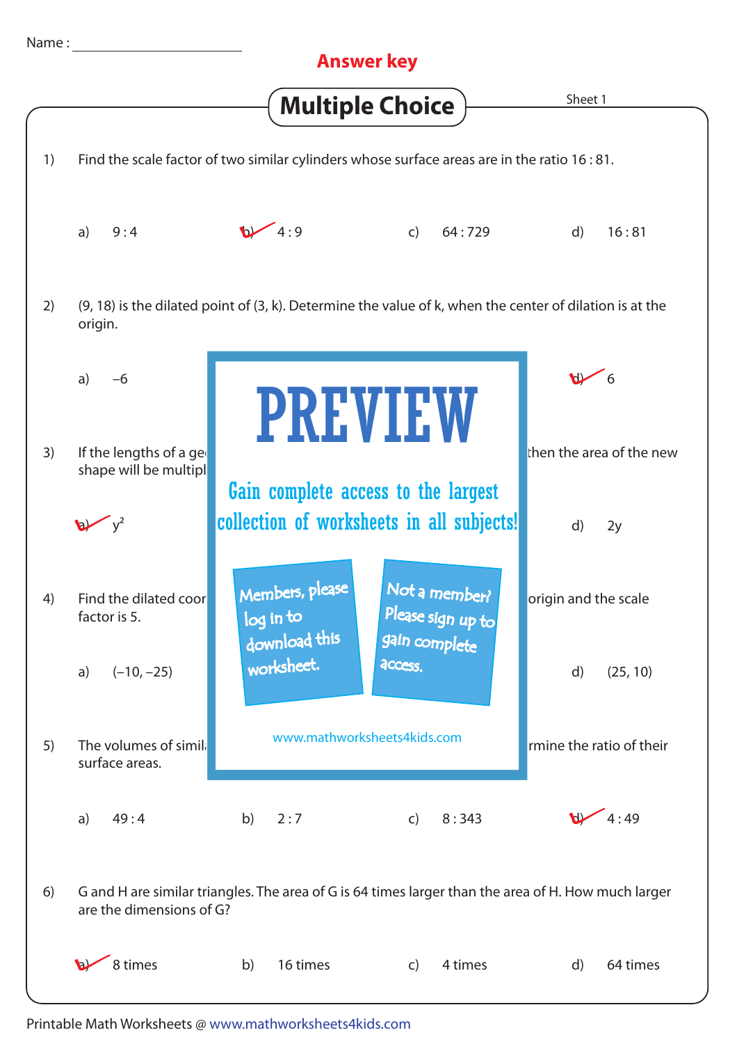Name :

**Answer key**

# Multiple Choice

Sheet 1

1) Find the scale factor of two similar cylinders whose surface areas are in the ratio 16 : 81.

a) 9 : 4  b) 4 : 9 ✓  c) 64 : 729  d) 16 : 81

2) (9, 18) is the dilated point of (3, k). Determine the value of k, when the center of dilation is at the origin.

a) –6  d) 6 ✓

PREVIEW

Gain complete access to the largest collection of worksheets in all subjects!

Members, please log in to download this worksheet.

Not a member? Please sign up to gain complete access.

www.mathworksheets4kids.com

3) If the lengths of a ge... then the area of the new shape will be multipl...

a) $y^2$ ✓  d) 2y

4) Find the dilated coor... origin and the scale factor is 5.

a) (–10, –25)  d) (25, 10)

5) The volumes of simil... rmine the ratio of their surface areas.

a) 49 : 4  b) 2 : 7  c) 8 : 343  d) 4 : 49 ✓

6) G and H are similar triangles. The area of G is 64 times larger than the area of H. How much larger are the dimensions of G?

a) 8 times ✓  b) 16 times  c) 4 times  d) 64 times

Printable Math Worksheets @ www.mathworksheets4kids.com